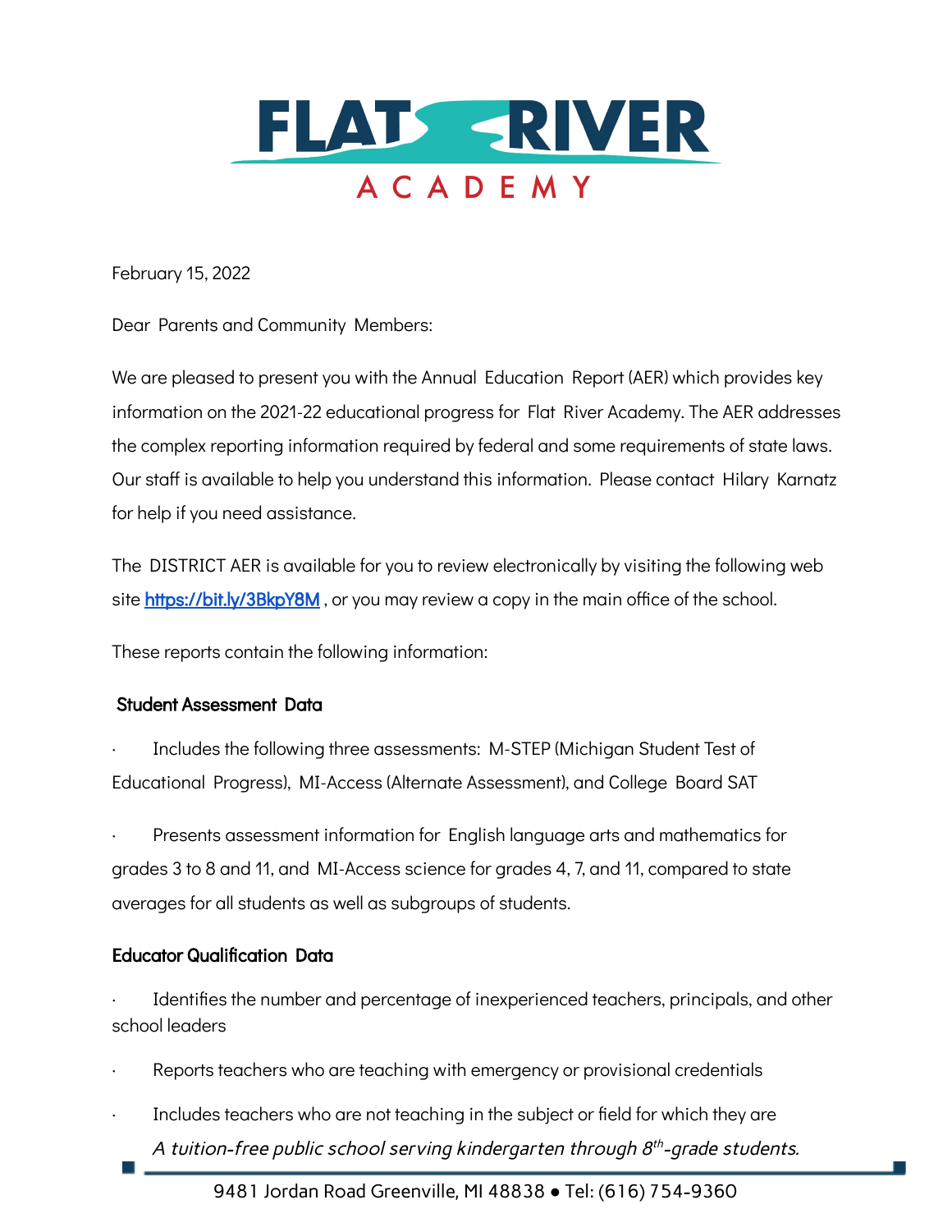# FLAT RIVER ACADEMY

February 15, 2022

Dear Parents and Community Members:

We are pleased to present you with the Annual Education Report (AER) which provides key information on the 2021-22 educational progress for Flat River Academy. The AER addresses the complex reporting information required by federal and some requirements of state laws. Our staff is available to help you understand this information. Please contact Hilary Karnatz for help if you need assistance.

The DISTRICT AER is available for you to review electronically by visiting the following web site https://bit.ly/3BkpY8M , or you may review a copy in the main office of the school.

These reports contain the following information:

**Student Assessment Data**

- Includes the following three assessments: M-STEP (Michigan Student Test of Educational Progress), MI-Access (Alternate Assessment), and College Board SAT
- Presents assessment information for English language arts and mathematics for grades 3 to 8 and 11, and MI-Access science for grades 4, 7, and 11, compared to state averages for all students as well as subgroups of students.

**Educator Qualification Data**

- Identifies the number and percentage of inexperienced teachers, principals, and other school leaders
- Reports teachers who are teaching with emergency or provisional credentials
- Includes teachers who are not teaching in the subject or field for which they are

*A tuition-free public school serving kindergarten through 8th-grade students.*

9481 Jordan Road Greenville, MI 48838 • Tel: (616) 754-9360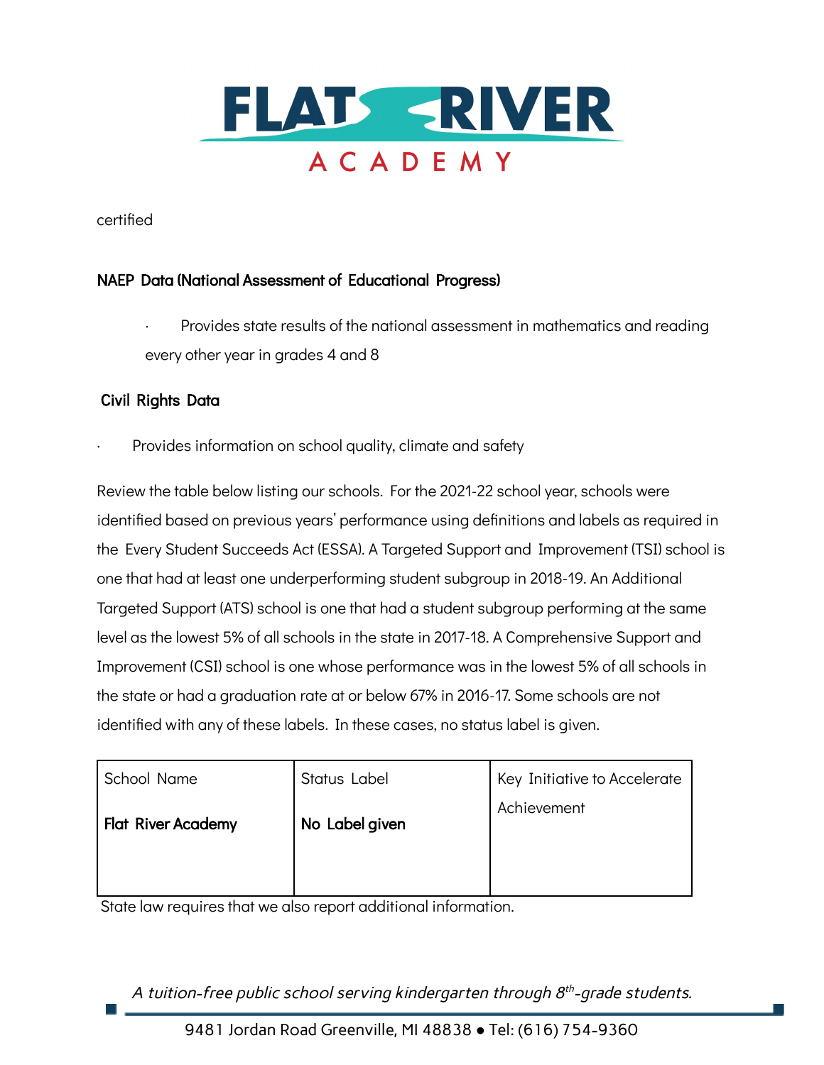certified

**NAEP Data (National Assessment of Educational Progress)**

- Provides state results of the national assessment in mathematics and reading every other year in grades 4 and 8

**Civil Rights Data**

- Provides information on school quality, climate and safety

Review the table below listing our schools. For the 2021-22 school year, schools were identified based on previous years' performance using definitions and labels as required in the Every Student Succeeds Act (ESSA). A Targeted Support and Improvement (TSI) school is one that had at least one underperforming student subgroup in 2018-19. An Additional Targeted Support (ATS) school is one that had a student subgroup performing at the same level as the lowest 5% of all schools in the state in 2017-18. A Comprehensive Support and Improvement (CSI) school is one whose performance was in the lowest 5% of all schools in the state or had a graduation rate at or below 67% in 2016-17. Some schools are not identified with any of these labels. In these cases, no status label is given.

| School Name | Status Label | Key Initiative to Accelerate Achievement |
|---|---|---|
| **Flat River Academy** | **No Label given** | |

State law requires that we also report additional information.

*A tuition-free public school serving kindergarten through 8th-grade students.*

9481 Jordan Road Greenville, MI 48838 ● Tel: (616) 754-9360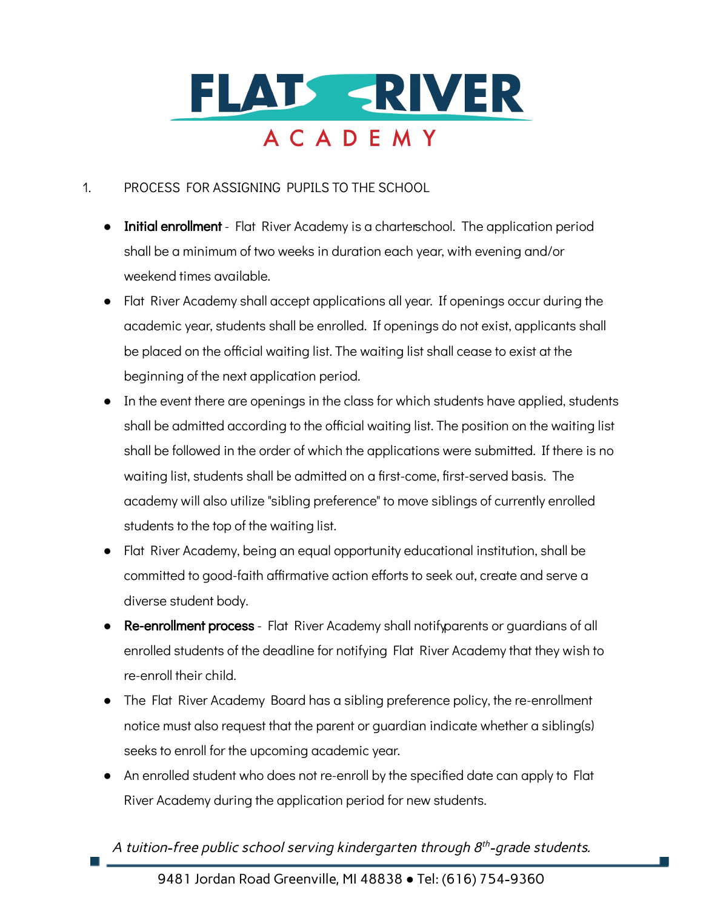1. PROCESS FOR ASSIGNING PUPILS TO THE SCHOOL

- **Initial enrollment** - Flat River Academy is a charterschool. The application period shall be a minimum of two weeks in duration each year, with evening and/or weekend times available.
- Flat River Academy shall accept applications all year. If openings occur during the academic year, students shall be enrolled. If openings do not exist, applicants shall be placed on the official waiting list. The waiting list shall cease to exist at the beginning of the next application period.
- In the event there are openings in the class for which students have applied, students shall be admitted according to the official waiting list. The position on the waiting list shall be followed in the order of which the applications were submitted. If there is no waiting list, students shall be admitted on a first-come, first-served basis. The academy will also utilize "sibling preference" to move siblings of currently enrolled students to the top of the waiting list.
- Flat River Academy, being an equal opportunity educational institution, shall be committed to good-faith affirmative action efforts to seek out, create and serve a diverse student body.
- **Re-enrollment process** - Flat River Academy shall notifyparents or guardians of all enrolled students of the deadline for notifying Flat River Academy that they wish to re-enroll their child.
- The Flat River Academy Board has a sibling preference policy, the re-enrollment notice must also request that the parent or guardian indicate whether a sibling(s) seeks to enroll for the upcoming academic year.
- An enrolled student who does not re-enroll by the specified date can apply to Flat River Academy during the application period for new students.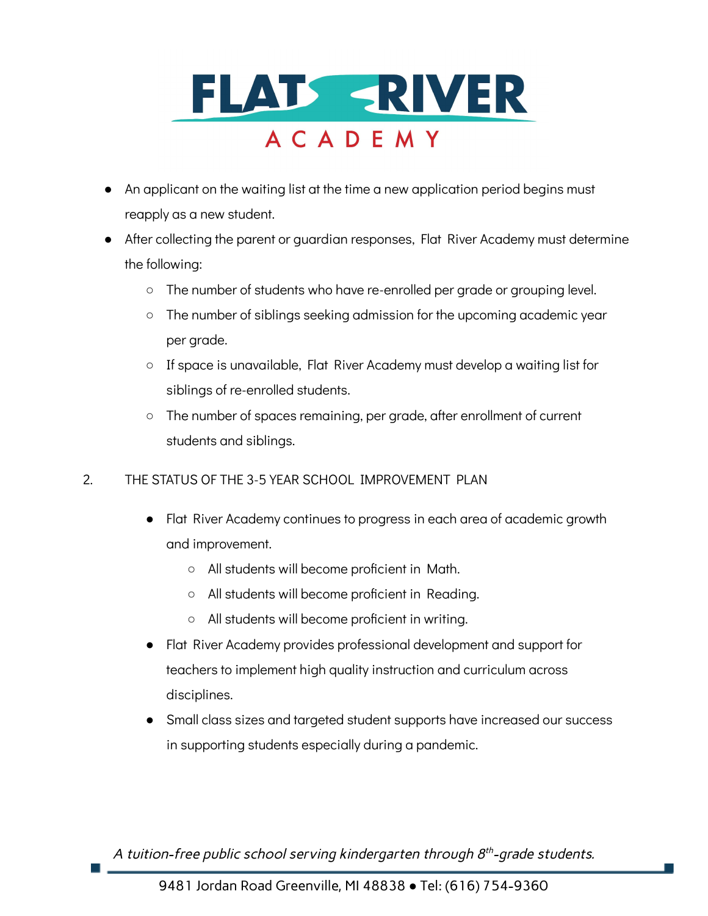- An applicant on the waiting list at the time a new application period begins must reapply as a new student.
- After collecting the parent or guardian responses, Flat River Academy must determine the following:
  - The number of students who have re-enrolled per grade or grouping level.
  - The number of siblings seeking admission for the upcoming academic year per grade.
  - If space is unavailable, Flat River Academy must develop a waiting list for siblings of re-enrolled students.
  - The number of spaces remaining, per grade, after enrollment of current students and siblings.

2. THE STATUS OF THE 3-5 YEAR SCHOOL IMPROVEMENT PLAN

- Flat River Academy continues to progress in each area of academic growth and improvement.
  - All students will become proficient in Math.
  - All students will become proficient in Reading.
  - All students will become proficient in writing.
- Flat River Academy provides professional development and support for teachers to implement high quality instruction and curriculum across disciplines.
- Small class sizes and targeted student supports have increased our success in supporting students especially during a pandemic.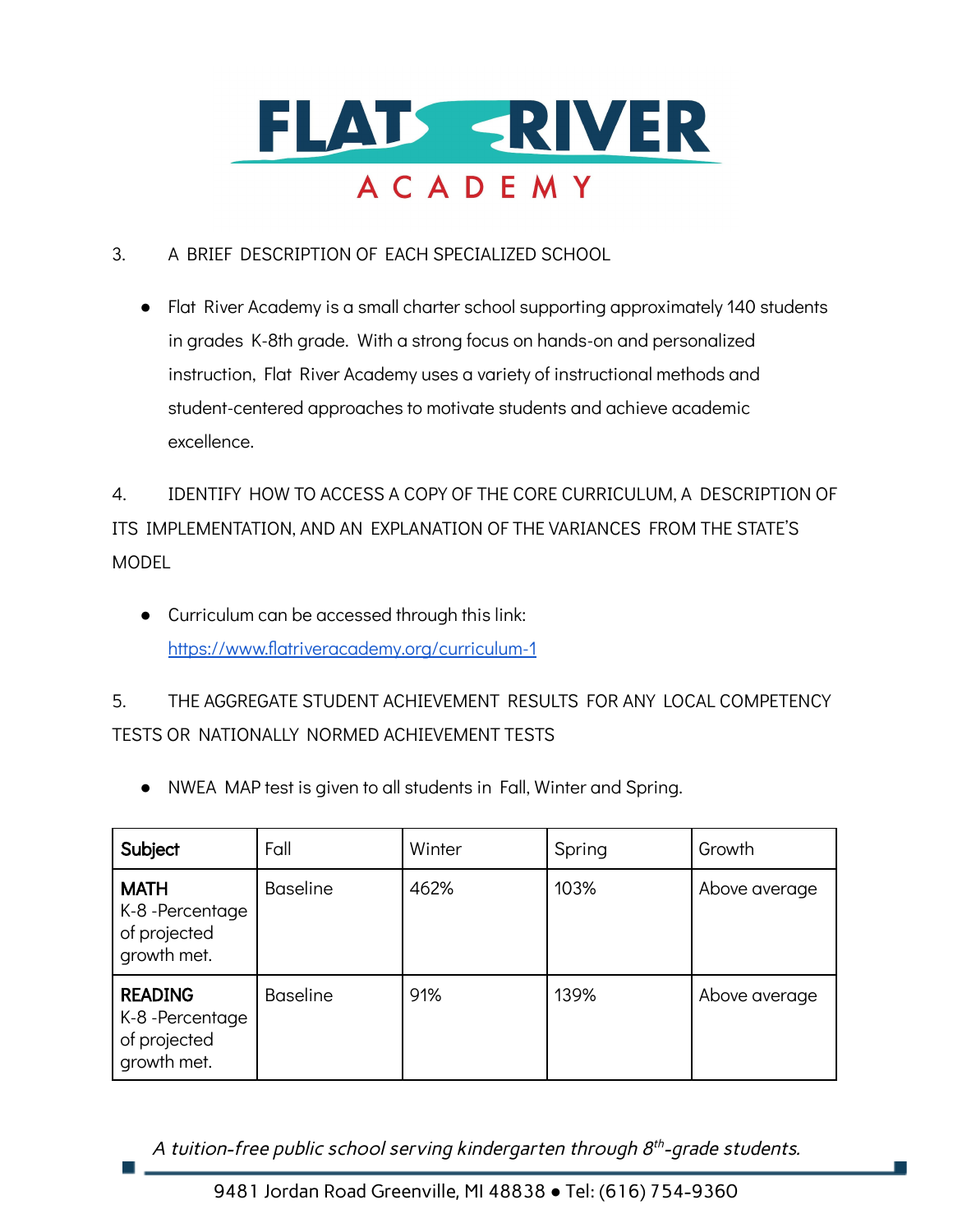3. A BRIEF DESCRIPTION OF EACH SPECIALIZED SCHOOL

- Flat River Academy is a small charter school supporting approximately 140 students in grades K-8th grade. With a strong focus on hands-on and personalized instruction, Flat River Academy uses a variety of instructional methods and student-centered approaches to motivate students and achieve academic excellence.

4. IDENTIFY HOW TO ACCESS A COPY OF THE CORE CURRICULUM, A DESCRIPTION OF ITS IMPLEMENTATION, AND AN EXPLANATION OF THE VARIANCES FROM THE STATE'S MODEL

- Curriculum can be accessed through this link: https://www.flatriveracademy.org/curriculum-1

5. THE AGGREGATE STUDENT ACHIEVEMENT RESULTS FOR ANY LOCAL COMPETENCY TESTS OR NATIONALLY NORMED ACHIEVEMENT TESTS

- NWEA MAP test is given to all students in Fall, Winter and Spring.

| **Subject** | Fall | Winter | Spring | Growth |
|---|---|---|---|---|
| **MATH** K-8 -Percentage of projected growth met. | Baseline | 462% | 103% | Above average |
| **READING** K-8 -Percentage of projected growth met. | Baseline | 91% | 139% | Above average |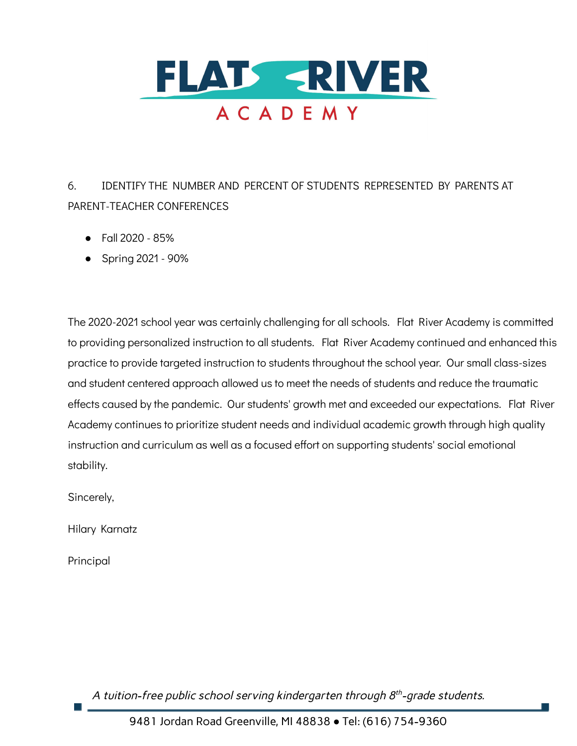FLAT RIVER ACADEMY

6. IDENTIFY THE NUMBER AND PERCENT OF STUDENTS REPRESENTED BY PARENTS AT PARENT-TEACHER CONFERENCES

- Fall 2020 - 85%
- Spring 2021 - 90%

The 2020-2021 school year was certainly challenging for all schools. Flat River Academy is committed to providing personalized instruction to all students. Flat River Academy continued and enhanced this practice to provide targeted instruction to students throughout the school year. Our small class-sizes and student centered approach allowed us to meet the needs of students and reduce the traumatic effects caused by the pandemic. Our students' growth met and exceeded our expectations. Flat River Academy continues to prioritize student needs and individual academic growth through high quality instruction and curriculum as well as a focused effort on supporting students' social emotional stability.

Sincerely,

Hilary Karnatz

Principal

*A tuition-free public school serving kindergarten through 8th-grade students.*

9481 Jordan Road Greenville, MI 48838 • Tel: (616) 754-9360